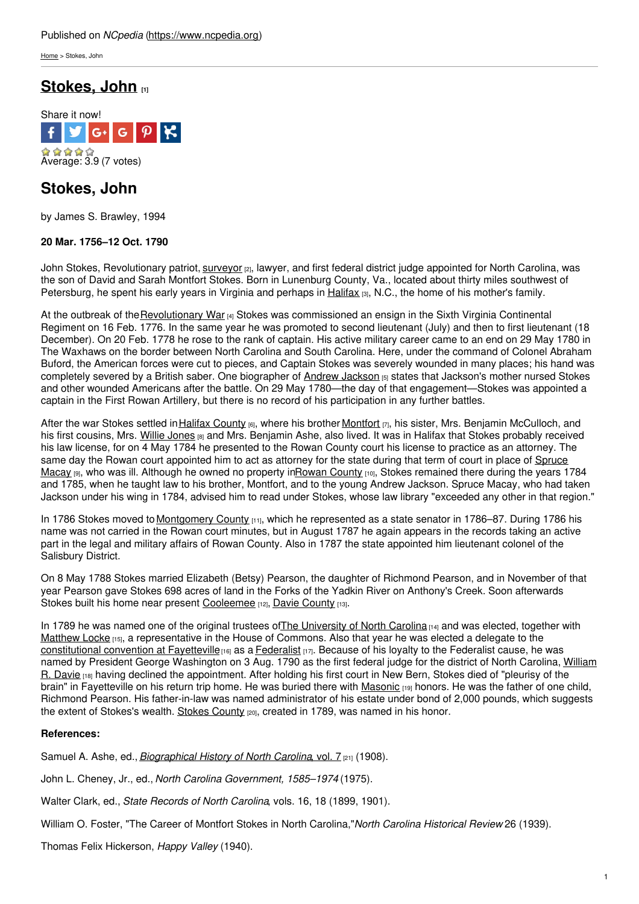Published on *NCpedia* (https://www.ncpedia.org)

Home > Stokes, John

# Stokes, John [1]

Share it now!

Average: 3.9 (7 votes)

## Stokes, John

by James S. Brawley, 1994

**20 Mar. 1756–12 Oct. 1790**

John Stokes, Revolutionary patriot, surveyor [2], lawyer, and first federal district judge appointed for North Carolina, was the son of David and Sarah Montfort Stokes. Born in Lunenburg County, Va., located about thirty miles southwest of Petersburg, he spent his early years in Virginia and perhaps in Halifax [3], N.C., the home of his mother's family.

At the outbreak of the Revolutionary War [4] Stokes was commissioned an ensign in the Sixth Virginia Continental Regiment on 16 Feb. 1776. In the same year he was promoted to second lieutenant (July) and then to first lieutenant (18 December). On 20 Feb. 1778 he rose to the rank of captain. His active military career came to an end on 29 May 1780 in The Waxhaws on the border between North Carolina and South Carolina. Here, under the command of Colonel Abraham Buford, the American forces were cut to pieces, and Captain Stokes was severely wounded in many places; his hand was completely severed by a British saber. One biographer of Andrew Jackson [5] states that Jackson's mother nursed Stokes and other wounded Americans after the battle. On 29 May 1780—the day of that engagement—Stokes was appointed a captain in the First Rowan Artillery, but there is no record of his participation in any further battles.

After the war Stokes settled in Halifax County [6], where his brother Montfort [7], his sister, Mrs. Benjamin McCulloch, and his first cousins, Mrs. Willie Jones [8] and Mrs. Benjamin Ashe, also lived. It was in Halifax that Stokes probably received his law license, for on 4 May 1784 he presented to the Rowan County court his license to practice as an attorney. The same day the Rowan court appointed him to act as attorney for the state during that term of court in place of Spruce Macay [9], who was ill. Although he owned no property in Rowan County [10], Stokes remained there during the years 1784 and 1785, when he taught law to his brother, Montfort, and to the young Andrew Jackson. Spruce Macay, who had taken Jackson under his wing in 1784, advised him to read under Stokes, whose law library "exceeded any other in that region."

In 1786 Stokes moved to Montgomery County [11], which he represented as a state senator in 1786–87. During 1786 his name was not carried in the Rowan court minutes, but in August 1787 he again appears in the records taking an active part in the legal and military affairs of Rowan County. Also in 1787 the state appointed him lieutenant colonel of the Salisbury District.

On 8 May 1788 Stokes married Elizabeth (Betsy) Pearson, the daughter of Richmond Pearson, and in November of that year Pearson gave Stokes 698 acres of land in the Forks of the Yadkin River on Anthony's Creek. Soon afterwards Stokes built his home near present Cooleemee [12], Davie County [13].

In 1789 he was named one of the original trustees of The University of North Carolina [14] and was elected, together with Matthew Locke [15], a representative in the House of Commons. Also that year he was elected a delegate to the constitutional convention at Fayetteville [16] as a Federalist [17]. Because of his loyalty to the Federalist cause, he was named by President George Washington on 3 Aug. 1790 as the first federal judge for the district of North Carolina, William R. Davie [18] having declined the appointment. After holding his first court in New Bern, Stokes died of "pleurisy of the brain" in Fayetteville on his return trip home. He was buried there with Masonic [19] honors. He was the father of one child, Richmond Pearson. His father-in-law was named administrator of his estate under bond of 2,000 pounds, which suggests the extent of Stokes's wealth. Stokes County [20], created in 1789, was named in his honor.

**References:**

Samuel A. Ashe, ed., *Biographical History of North Carolina*, vol. 7 [21] (1908).

John L. Cheney, Jr., ed., *North Carolina Government, 1585–1974* (1975).

Walter Clark, ed., *State Records of North Carolina*, vols. 16, 18 (1899, 1901).

William O. Foster, "The Career of Montfort Stokes in North Carolina," *North Carolina Historical Review* 26 (1939).

Thomas Felix Hickerson, *Happy Valley* (1940).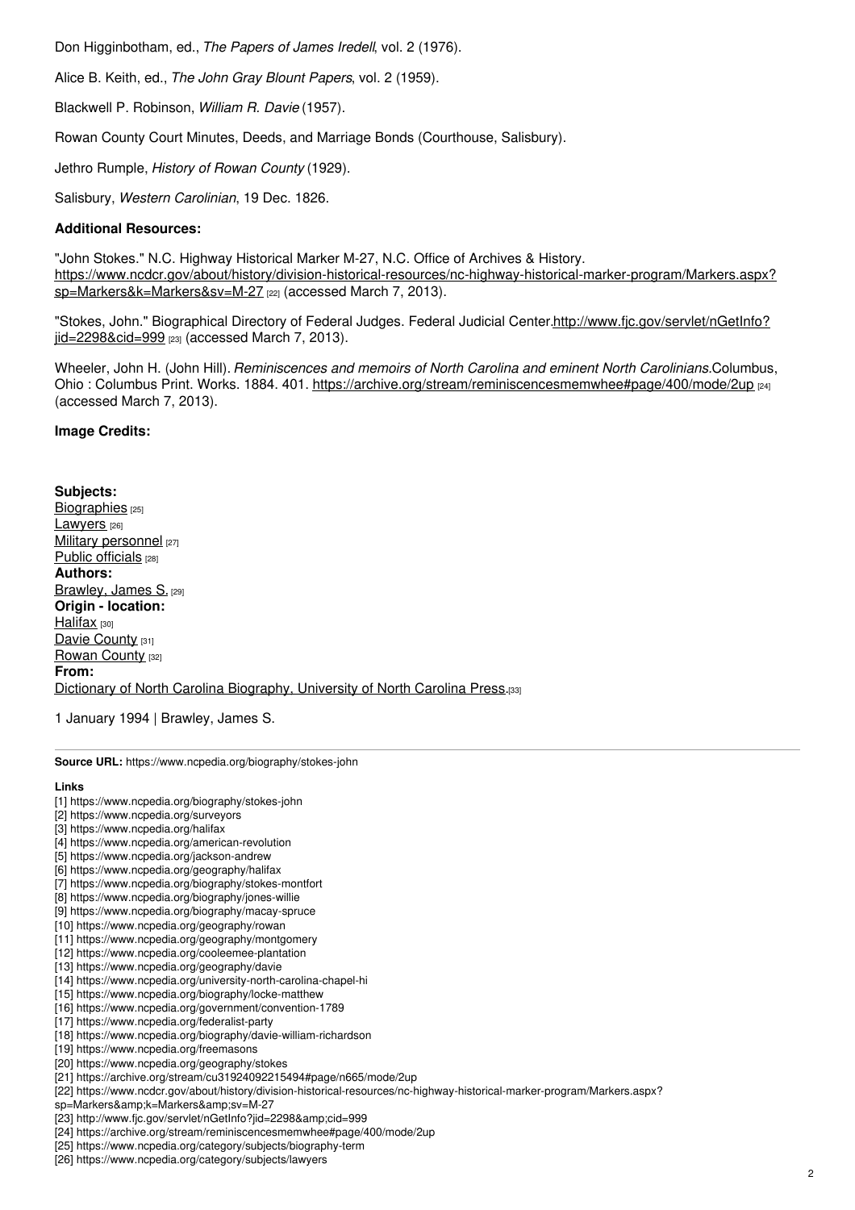Don Higginbotham, ed., *The Papers of James Iredell*, vol. 2 (1976).

Alice B. Keith, ed., *The John Gray Blount Papers*, vol. 2 (1959).

Blackwell P. Robinson, *William R. Davie* (1957).

Rowan County Court Minutes, Deeds, and Marriage Bonds (Courthouse, Salisbury).

Jethro Rumple, *History of Rowan County* (1929).

Salisbury, *Western Carolinian*, 19 Dec. 1826.

**Additional Resources:**

"John Stokes." N.C. Highway Historical Marker M-27, N.C. Office of Archives & History. https://www.ncdcr.gov/about/history/division-historical-resources/nc-highway-historical-marker-program/Markers.aspx?sp=Markers&k=Markers&sv=M-27 [22] (accessed March 7, 2013).

"Stokes, John." Biographical Directory of Federal Judges. Federal Judicial Center. http://www.fjc.gov/servlet/nGetInfo?jid=2298&cid=999 [23] (accessed March 7, 2013).

Wheeler, John H. (John Hill). *Reminiscences and memoirs of North Carolina and eminent North Carolinians.* Columbus, Ohio : Columbus Print. Works. 1884. 401. https://archive.org/stream/reminiscencesmemwhee#page/400/mode/2up [24] (accessed March 7, 2013).

**Image Credits:**

**Subjects:**
Biographies [25]
Lawyers [26]
Military personnel [27]
Public officials [28]
**Authors:**
Brawley, James S. [29]
**Origin - location:**
Halifax [30]
Davie County [31]
Rowan County [32]
**From:**
Dictionary of North Carolina Biography, University of North Carolina Press. [33]

1 January 1994 | Brawley, James S.

**Source URL:** https://www.ncpedia.org/biography/stokes-john

**Links**
[1] https://www.ncpedia.org/biography/stokes-john
[2] https://www.ncpedia.org/surveyors
[3] https://www.ncpedia.org/halifax
[4] https://www.ncpedia.org/american-revolution
[5] https://www.ncpedia.org/jackson-andrew
[6] https://www.ncpedia.org/geography/halifax
[7] https://www.ncpedia.org/biography/stokes-montfort
[8] https://www.ncpedia.org/biography/jones-willie
[9] https://www.ncpedia.org/biography/macay-spruce
[10] https://www.ncpedia.org/geography/rowan
[11] https://www.ncpedia.org/geography/montgomery
[12] https://www.ncpedia.org/cooleemee-plantation
[13] https://www.ncpedia.org/geography/davie
[14] https://www.ncpedia.org/university-north-carolina-chapel-hi
[15] https://www.ncpedia.org/biography/locke-matthew
[16] https://www.ncpedia.org/government/convention-1789
[17] https://www.ncpedia.org/federalist-party
[18] https://www.ncpedia.org/biography/davie-william-richardson
[19] https://www.ncpedia.org/freemasons
[20] https://www.ncpedia.org/geography/stokes
[21] https://archive.org/stream/cu31924092215494#page/n665/mode/2up
[22] https://www.ncdcr.gov/about/history/division-historical-resources/nc-highway-historical-marker-program/Markers.aspx?sp=Markers&amp;k=Markers&amp;sv=M-27
[23] http://www.fjc.gov/servlet/nGetInfo?jid=2298&amp;cid=999
[24] https://archive.org/stream/reminiscencesmemwhee#page/400/mode/2up
[25] https://www.ncpedia.org/category/subjects/biography-term
[26] https://www.ncpedia.org/category/subjects/lawyers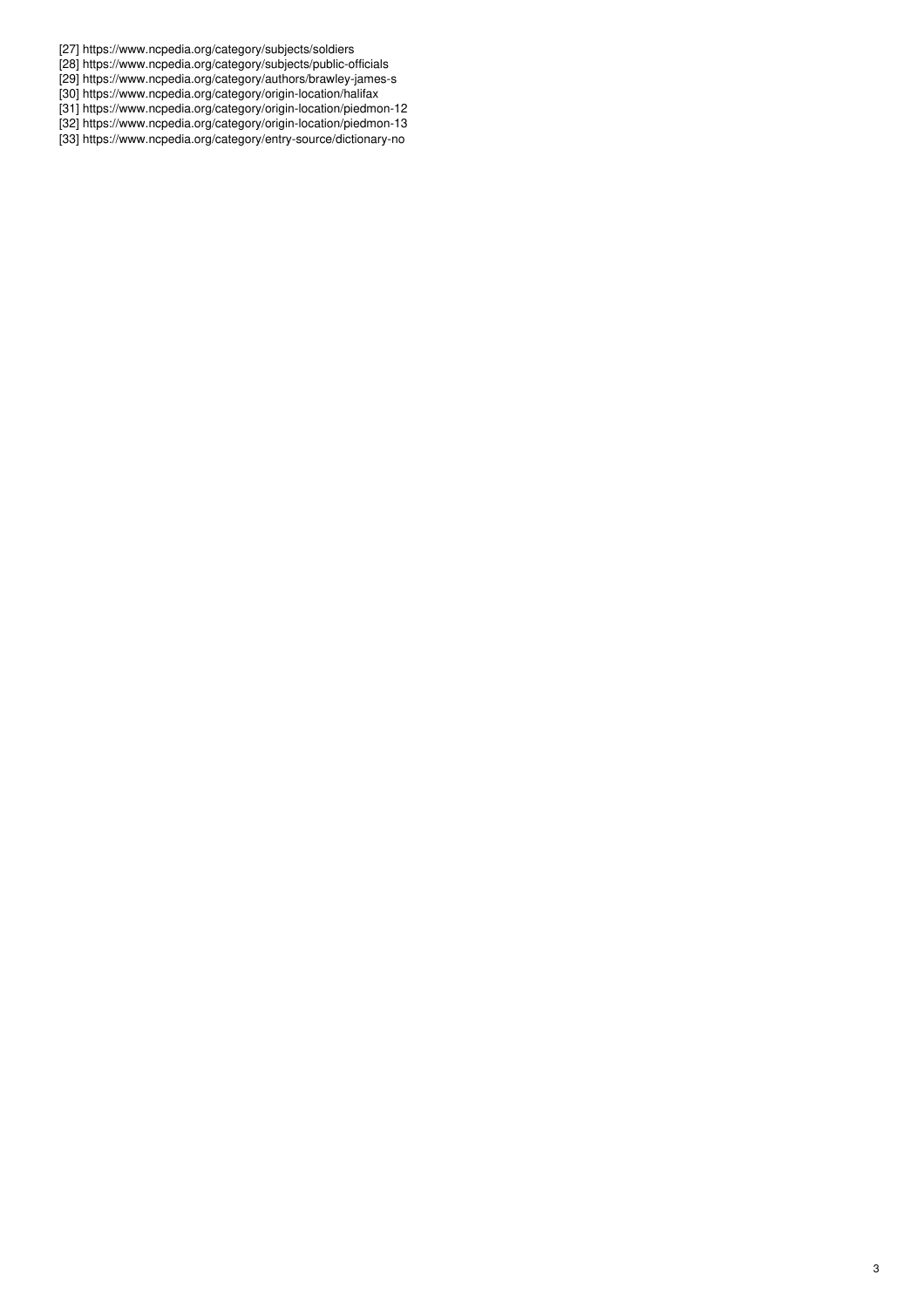[27] https://www.ncpedia.org/category/subjects/soldiers
[28] https://www.ncpedia.org/category/subjects/public-officials
[29] https://www.ncpedia.org/category/authors/brawley-james-s
[30] https://www.ncpedia.org/category/origin-location/halifax
[31] https://www.ncpedia.org/category/origin-location/piedmon-12
[32] https://www.ncpedia.org/category/origin-location/piedmon-13
[33] https://www.ncpedia.org/category/entry-source/dictionary-no